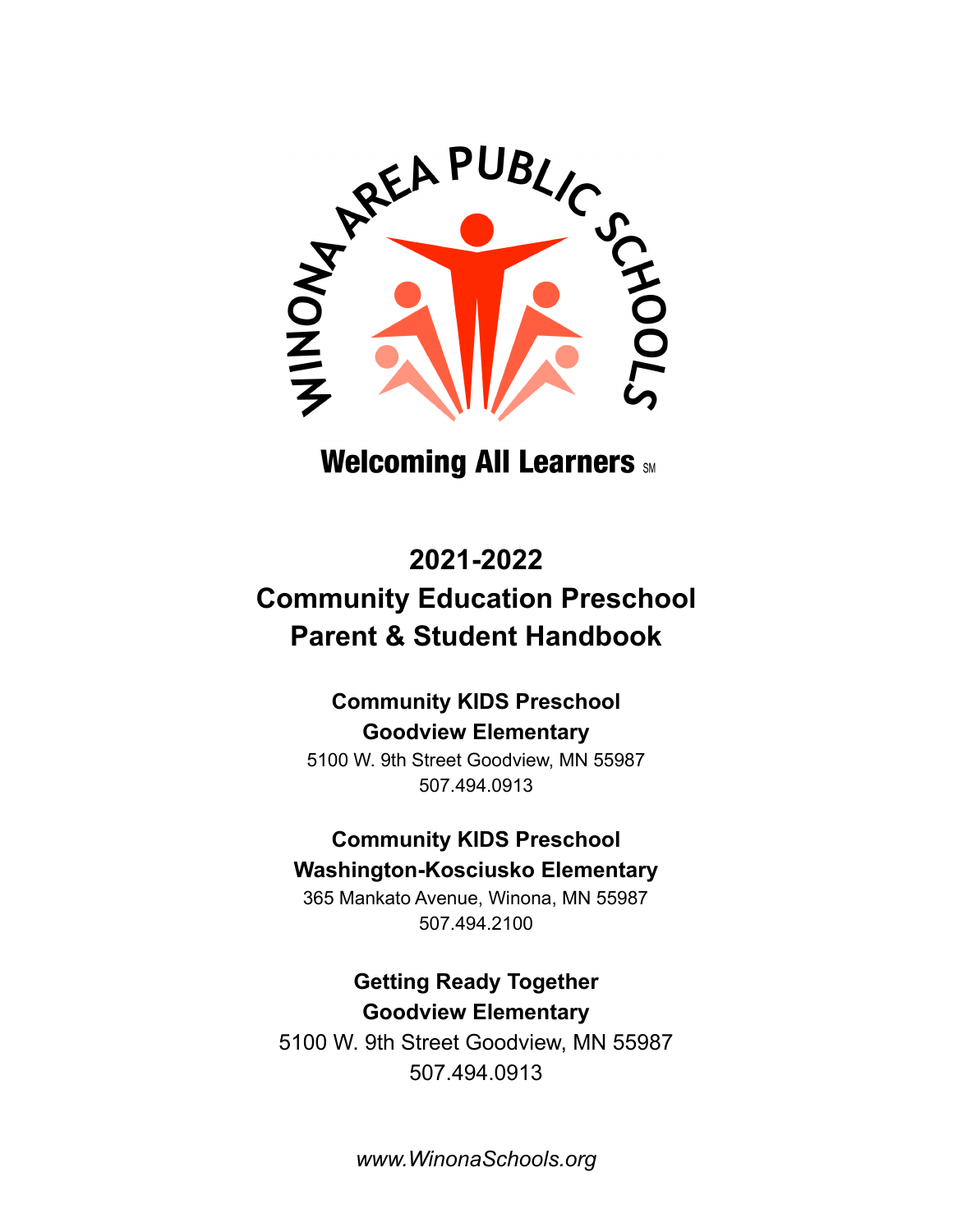WINONA AREA PUBLIC SCHOOLS

**Welcoming All Learners** SM

# 2021-2022
# Community Education Preschool
# Parent & Student Handbook

**Community KIDS Preschool**
**Goodview Elementary**
5100 W. 9th Street Goodview, MN 55987
507.494.0913

**Community KIDS Preschool**
**Washington-Kosciusko Elementary**
365 Mankato Avenue, Winona, MN 55987
507.494.2100

**Getting Ready Together**
**Goodview Elementary**
5100 W. 9th Street Goodview, MN 55987
507.494.0913

*www.WinonaSchools.org*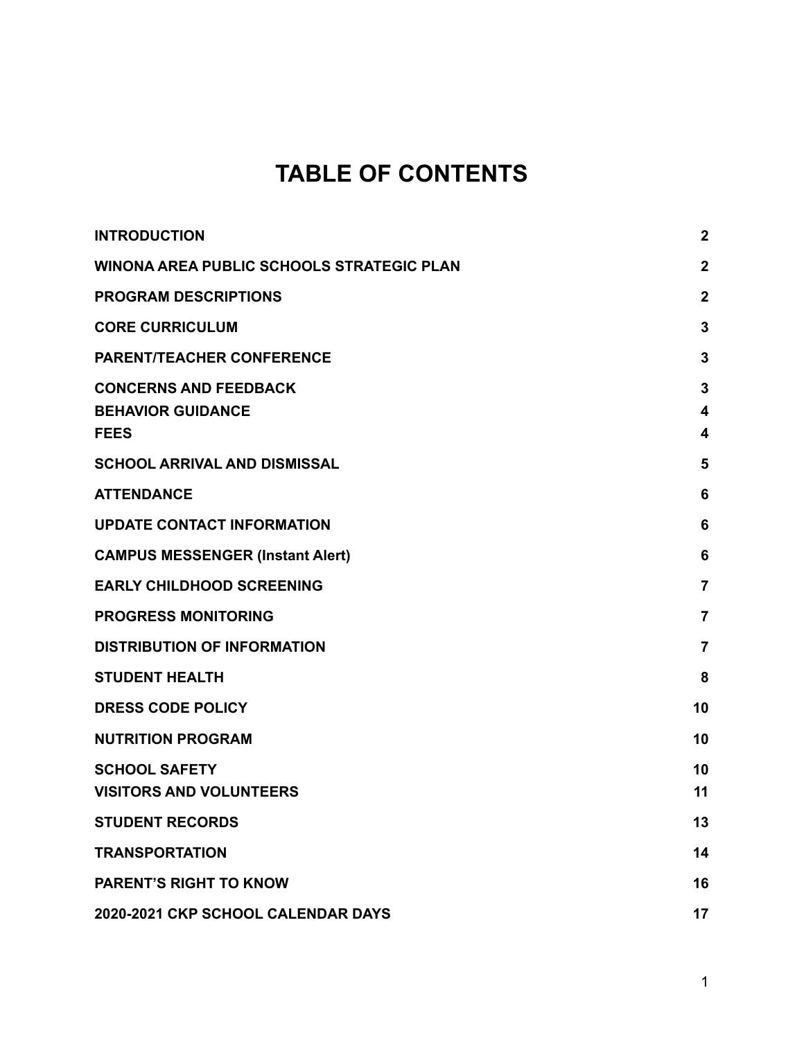# TABLE OF CONTENTS

| | |
|---|---|
| **INTRODUCTION** | **2** |
| **WINONA AREA PUBLIC SCHOOLS STRATEGIC PLAN** | **2** |
| **PROGRAM DESCRIPTIONS** | **2** |
| **CORE CURRICULUM** | **3** |
| **PARENT/TEACHER CONFERENCE** | **3** |
| **CONCERNS AND FEEDBACK** | **3** |
| **BEHAVIOR GUIDANCE** | **4** |
| **FEES** | **4** |
| **SCHOOL ARRIVAL AND DISMISSAL** | **5** |
| **ATTENDANCE** | **6** |
| **UPDATE CONTACT INFORMATION** | **6** |
| **CAMPUS MESSENGER (Instant Alert)** | **6** |
| **EARLY CHILDHOOD SCREENING** | **7** |
| **PROGRESS MONITORING** | **7** |
| **DISTRIBUTION OF INFORMATION** | **7** |
| **STUDENT HEALTH** | **8** |
| **DRESS CODE POLICY** | **10** |
| **NUTRITION PROGRAM** | **10** |
| **SCHOOL SAFETY** | **10** |
| **VISITORS AND VOLUNTEERS** | **11** |
| **STUDENT RECORDS** | **13** |
| **TRANSPORTATION** | **14** |
| **PARENT'S RIGHT TO KNOW** | **16** |
| **2020-2021 CKP SCHOOL CALENDAR DAYS** | **17** |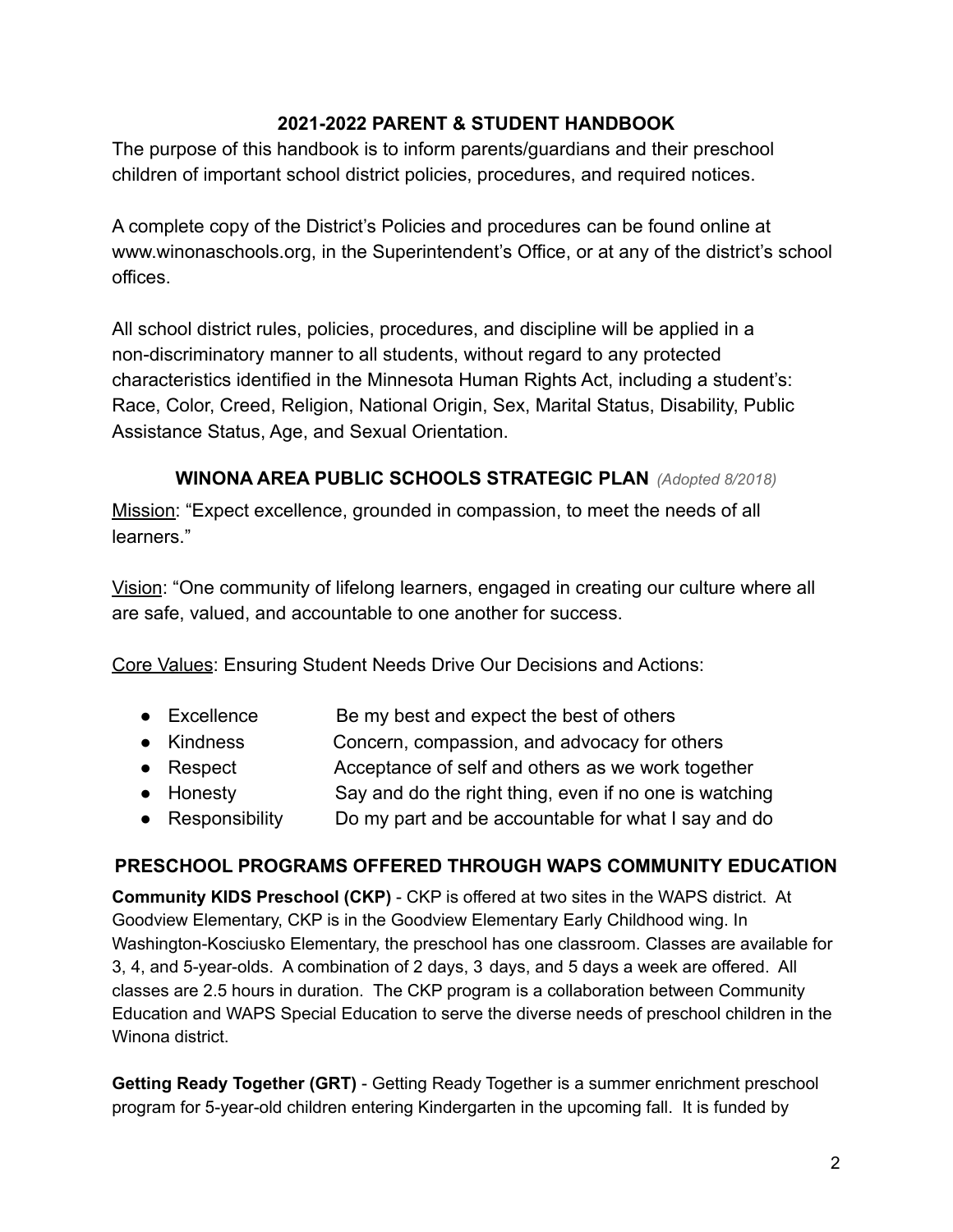## 2021-2022 PARENT & STUDENT HANDBOOK

The purpose of this handbook is to inform parents/guardians and their preschool children of important school district policies, procedures, and required notices.

A complete copy of the District's Policies and procedures can be found online at www.winonaschools.org, in the Superintendent's Office, or at any of the district's school offices.

All school district rules, policies, procedures, and discipline will be applied in a non-discriminatory manner to all students, without regard to any protected characteristics identified in the Minnesota Human Rights Act, including a student's: Race, Color, Creed, Religion, National Origin, Sex, Marital Status, Disability, Public Assistance Status, Age, and Sexual Orientation.

### WINONA AREA PUBLIC SCHOOLS STRATEGIC PLAN *(Adopted 8/2018)*

Mission: "Expect excellence, grounded in compassion, to meet the needs of all learners."

Vision: "One community of lifelong learners, engaged in creating our culture where all are safe, valued, and accountable to one another for success.

Core Values: Ensuring Student Needs Drive Our Decisions and Actions:

- Excellence — Be my best and expect the best of others
- Kindness — Concern, compassion, and advocacy for others
- Respect — Acceptance of self and others as we work together
- Honesty — Say and do the right thing, even if no one is watching
- Responsibility — Do my part and be accountable for what I say and do

### PRESCHOOL PROGRAMS OFFERED THROUGH WAPS COMMUNITY EDUCATION

**Community KIDS Preschool (CKP)** - CKP is offered at two sites in the WAPS district. At Goodview Elementary, CKP is in the Goodview Elementary Early Childhood wing. In Washington-Kosciusko Elementary, the preschool has one classroom. Classes are available for 3, 4, and 5-year-olds. A combination of 2 days, 3 days, and 5 days a week are offered. All classes are 2.5 hours in duration. The CKP program is a collaboration between Community Education and WAPS Special Education to serve the diverse needs of preschool children in the Winona district.

**Getting Ready Together (GRT)** - Getting Ready Together is a summer enrichment preschool program for 5-year-old children entering Kindergarten in the upcoming fall. It is funded by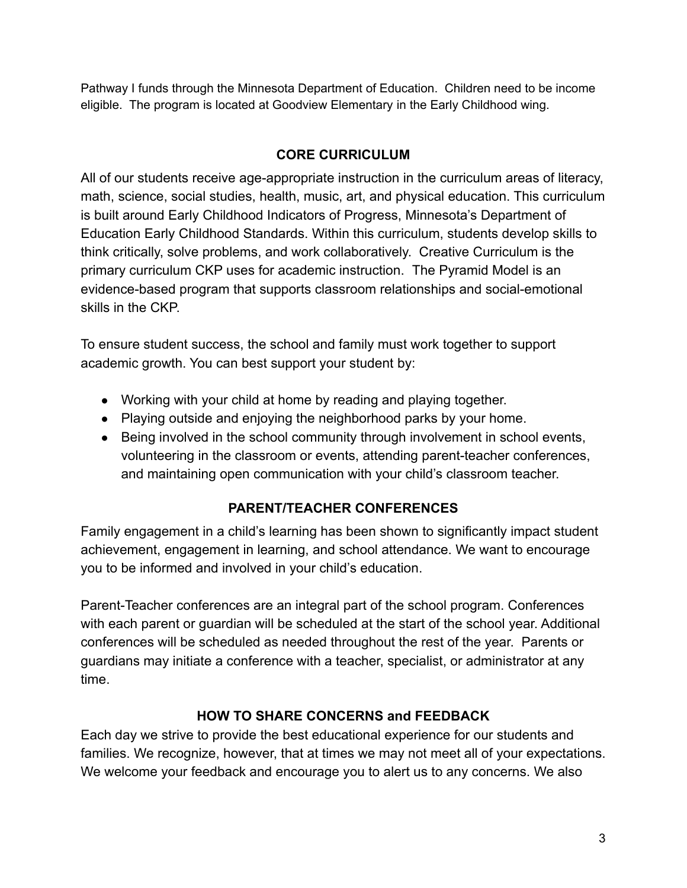Pathway I funds through the Minnesota Department of Education. Children need to be income eligible. The program is located at Goodview Elementary in the Early Childhood wing.

## CORE CURRICULUM

All of our students receive age-appropriate instruction in the curriculum areas of literacy, math, science, social studies, health, music, art, and physical education. This curriculum is built around Early Childhood Indicators of Progress, Minnesota's Department of Education Early Childhood Standards. Within this curriculum, students develop skills to think critically, solve problems, and work collaboratively. Creative Curriculum is the primary curriculum CKP uses for academic instruction. The Pyramid Model is an evidence-based program that supports classroom relationships and social-emotional skills in the CKP.

To ensure student success, the school and family must work together to support academic growth. You can best support your student by:

- Working with your child at home by reading and playing together.
- Playing outside and enjoying the neighborhood parks by your home.
- Being involved in the school community through involvement in school events, volunteering in the classroom or events, attending parent-teacher conferences, and maintaining open communication with your child's classroom teacher.

## PARENT/TEACHER CONFERENCES

Family engagement in a child's learning has been shown to significantly impact student achievement, engagement in learning, and school attendance. We want to encourage you to be informed and involved in your child's education.

Parent-Teacher conferences are an integral part of the school program. Conferences with each parent or guardian will be scheduled at the start of the school year. Additional conferences will be scheduled as needed throughout the rest of the year. Parents or guardians may initiate a conference with a teacher, specialist, or administrator at any time.

## HOW TO SHARE CONCERNS and FEEDBACK

Each day we strive to provide the best educational experience for our students and families. We recognize, however, that at times we may not meet all of your expectations. We welcome your feedback and encourage you to alert us to any concerns. We also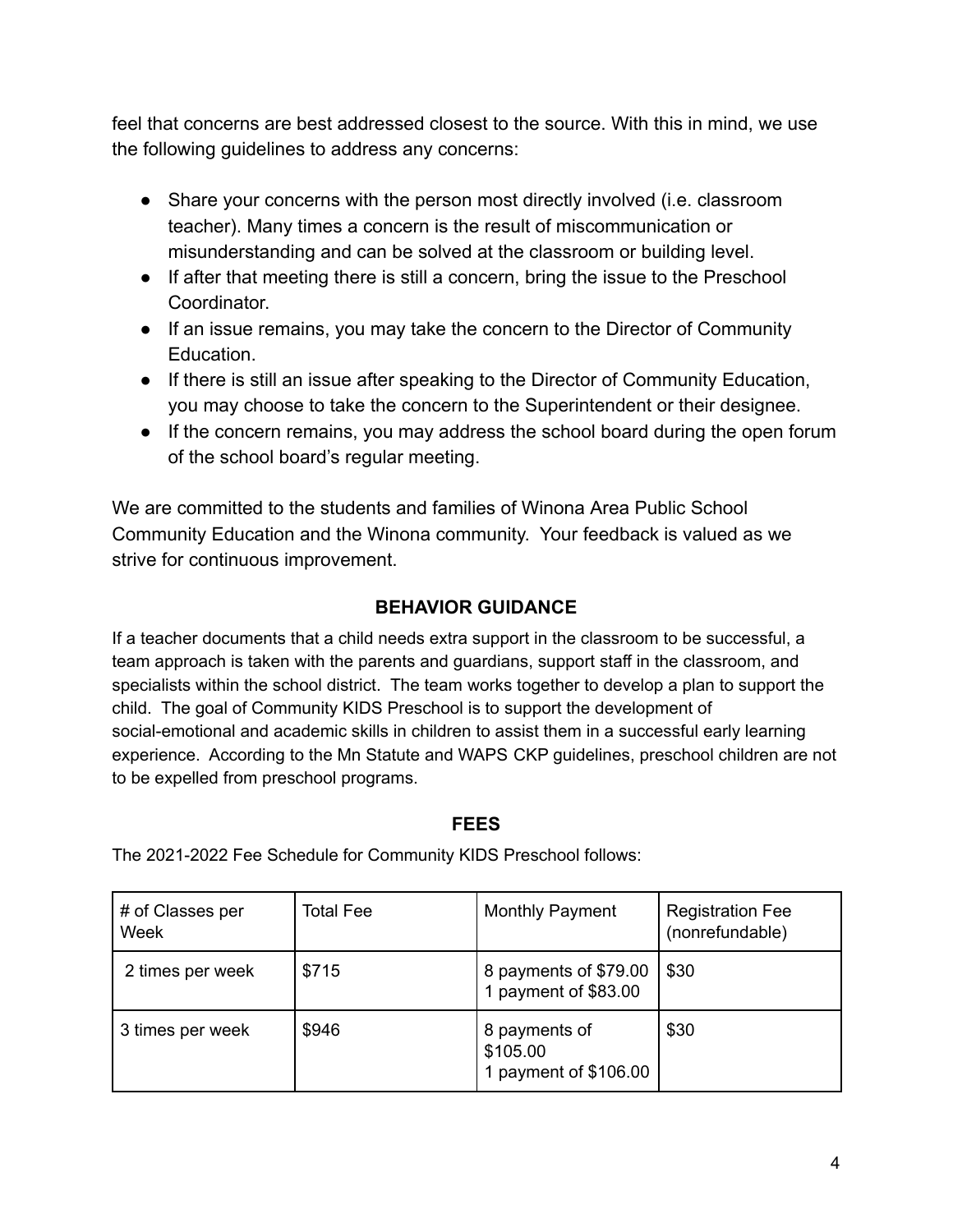feel that concerns are best addressed closest to the source. With this in mind, we use the following guidelines to address any concerns:

- Share your concerns with the person most directly involved (i.e. classroom teacher). Many times a concern is the result of miscommunication or misunderstanding and can be solved at the classroom or building level.
- If after that meeting there is still a concern, bring the issue to the Preschool Coordinator.
- If an issue remains, you may take the concern to the Director of Community Education.
- If there is still an issue after speaking to the Director of Community Education, you may choose to take the concern to the Superintendent or their designee.
- If the concern remains, you may address the school board during the open forum of the school board's regular meeting.

We are committed to the students and families of Winona Area Public School Community Education and the Winona community. Your feedback is valued as we strive for continuous improvement.

## BEHAVIOR GUIDANCE

If a teacher documents that a child needs extra support in the classroom to be successful, a team approach is taken with the parents and guardians, support staff in the classroom, and specialists within the school district. The team works together to develop a plan to support the child. The goal of Community KIDS Preschool is to support the development of social-emotional and academic skills in children to assist them in a successful early learning experience. According to the Mn Statute and WAPS CKP guidelines, preschool children are not to be expelled from preschool programs.

## FEES

The 2021-2022 Fee Schedule for Community KIDS Preschool follows:

| # of Classes per Week | Total Fee | Monthly Payment | Registration Fee (nonrefundable) |
|---|---|---|---|
| 2 times per week | $715 | 8 payments of $79.00<br>1 payment of $83.00 | $30 |
| 3 times per week | $946 | 8 payments of $105.00<br>1 payment of $106.00 | $30 |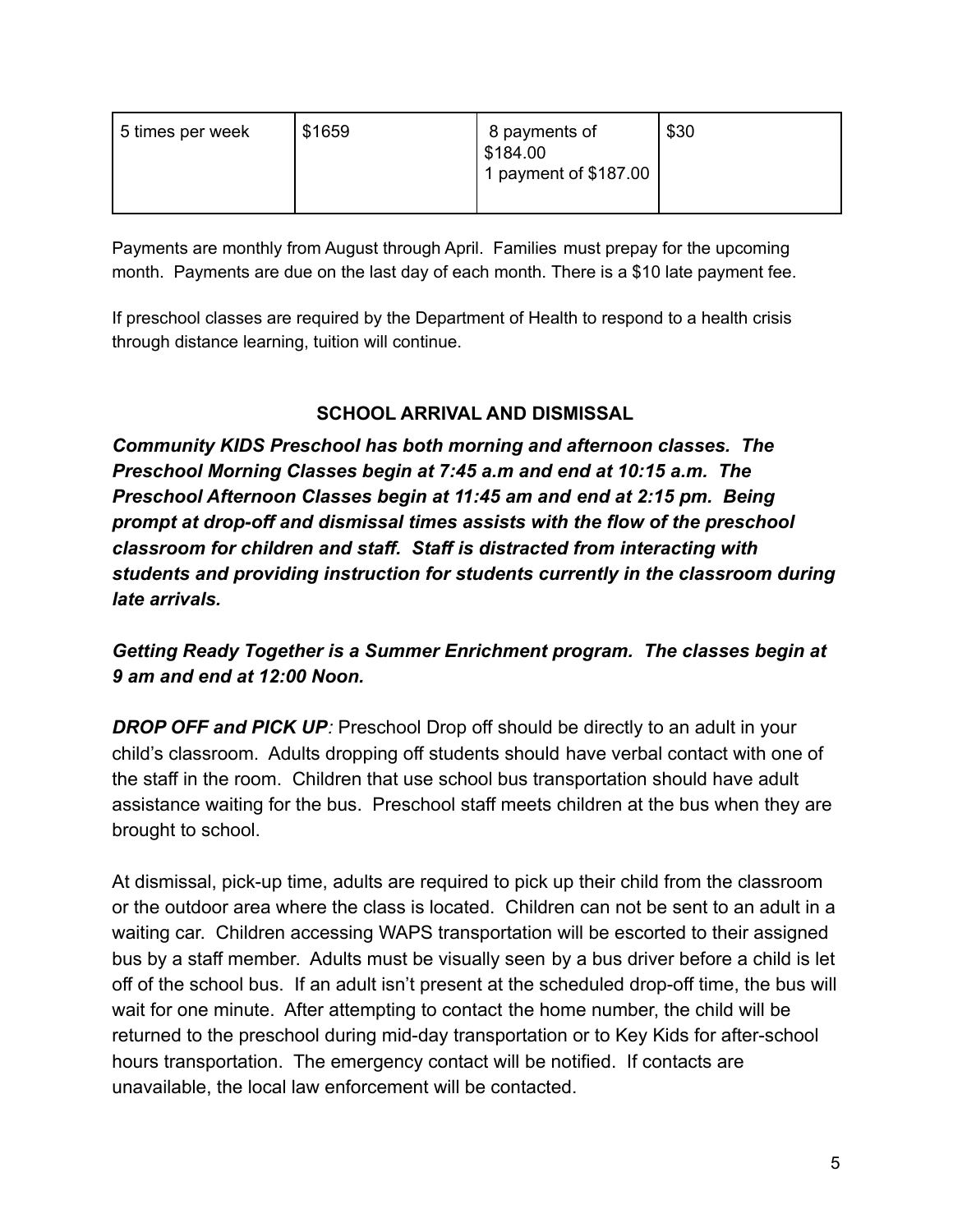| 5 times per week | $1659 | 8 payments of $184.00<br>1 payment of $187.00 | $30 |
|---|---|---|---|

Payments are monthly from August through April. Families must prepay for the upcoming month. Payments are due on the last day of each month. There is a $10 late payment fee.

If preschool classes are required by the Department of Health to respond to a health crisis through distance learning, tuition will continue.

## SCHOOL ARRIVAL AND DISMISSAL

***Community KIDS Preschool has both morning and afternoon classes. The Preschool Morning Classes begin at 7:45 a.m and end at 10:15 a.m. The Preschool Afternoon Classes begin at 11:45 am and end at 2:15 pm. Being prompt at drop-off and dismissal times assists with the flow of the preschool classroom for children and staff. Staff is distracted from interacting with students and providing instruction for students currently in the classroom during late arrivals.***

***Getting Ready Together is a Summer Enrichment program. The classes begin at 9 am and end at 12:00 Noon.***

***DROP OFF and PICK UP**:* Preschool Drop off should be directly to an adult in your child's classroom. Adults dropping off students should have verbal contact with one of the staff in the room. Children that use school bus transportation should have adult assistance waiting for the bus. Preschool staff meets children at the bus when they are brought to school.

At dismissal, pick-up time, adults are required to pick up their child from the classroom or the outdoor area where the class is located. Children can not be sent to an adult in a waiting car. Children accessing WAPS transportation will be escorted to their assigned bus by a staff member. Adults must be visually seen by a bus driver before a child is let off of the school bus. If an adult isn't present at the scheduled drop-off time, the bus will wait for one minute. After attempting to contact the home number, the child will be returned to the preschool during mid-day transportation or to Key Kids for after-school hours transportation. The emergency contact will be notified. If contacts are unavailable, the local law enforcement will be contacted.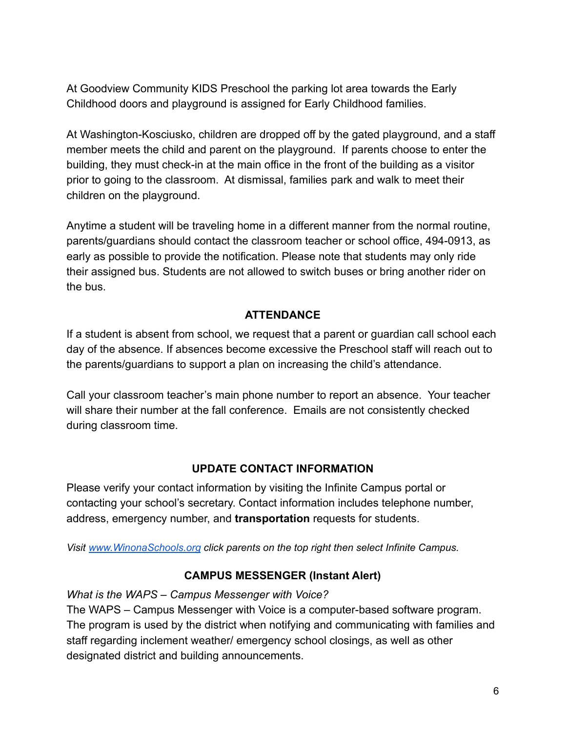At Goodview Community KIDS Preschool the parking lot area towards the Early Childhood doors and playground is assigned for Early Childhood families.

At Washington-Kosciusko, children are dropped off by the gated playground, and a staff member meets the child and parent on the playground. If parents choose to enter the building, they must check-in at the main office in the front of the building as a visitor prior to going to the classroom. At dismissal, families park and walk to meet their children on the playground.

Anytime a student will be traveling home in a different manner from the normal routine, parents/guardians should contact the classroom teacher or school office, 494-0913, as early as possible to provide the notification. Please note that students may only ride their assigned bus. Students are not allowed to switch buses or bring another rider on the bus.

## ATTENDANCE

If a student is absent from school, we request that a parent or guardian call school each day of the absence. If absences become excessive the Preschool staff will reach out to the parents/guardians to support a plan on increasing the child's attendance.

Call your classroom teacher's main phone number to report an absence. Your teacher will share their number at the fall conference. Emails are not consistently checked during classroom time.

## UPDATE CONTACT INFORMATION

Please verify your contact information by visiting the Infinite Campus portal or contacting your school's secretary. Contact information includes telephone number, address, emergency number, and **transportation** requests for students.

*Visit [www.WinonaSchools.org](http://www.WinonaSchools.org) click parents on the top right then select Infinite Campus.*

## CAMPUS MESSENGER (Instant Alert)

*What is the WAPS – Campus Messenger with Voice?*

The WAPS – Campus Messenger with Voice is a computer-based software program. The program is used by the district when notifying and communicating with families and staff regarding inclement weather/ emergency school closings, as well as other designated district and building announcements.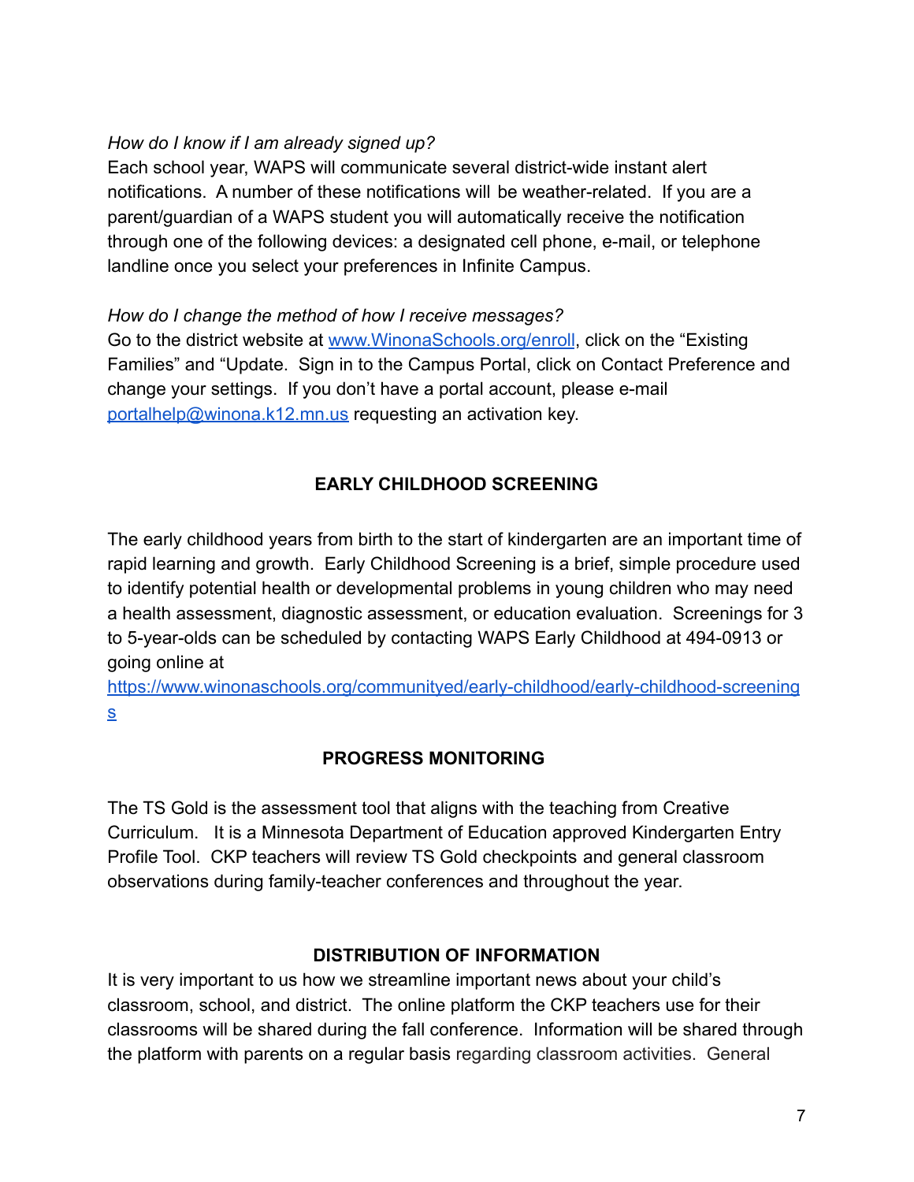*How do I know if I am already signed up?*
Each school year, WAPS will communicate several district-wide instant alert notifications. A number of these notifications will be weather-related. If you are a parent/guardian of a WAPS student you will automatically receive the notification through one of the following devices: a designated cell phone, e-mail, or telephone landline once you select your preferences in Infinite Campus.

*How do I change the method of how I receive messages?*
Go to the district website at [www.WinonaSchools.org/enroll](www.WinonaSchools.org/enroll), click on the "Existing Families" and "Update. Sign in to the Campus Portal, click on Contact Preference and change your settings. If you don't have a portal account, please e-mail [portalhelp@winona.k12.mn.us](mailto:portalhelp@winona.k12.mn.us) requesting an activation key.

## EARLY CHILDHOOD SCREENING

The early childhood years from birth to the start of kindergarten are an important time of rapid learning and growth. Early Childhood Screening is a brief, simple procedure used to identify potential health or developmental problems in young children who may need a health assessment, diagnostic assessment, or education evaluation. Screenings for 3 to 5-year-olds can be scheduled by contacting WAPS Early Childhood at 494-0913 or going online at [https://www.winonaschools.org/communityed/early-childhood/early-childhood-screenings](https://www.winonaschools.org/communityed/early-childhood/early-childhood-screenings)

## PROGRESS MONITORING

The TS Gold is the assessment tool that aligns with the teaching from Creative Curriculum. It is a Minnesota Department of Education approved Kindergarten Entry Profile Tool. CKP teachers will review TS Gold checkpoints and general classroom observations during family-teacher conferences and throughout the year.

## DISTRIBUTION OF INFORMATION

It is very important to us how we streamline important news about your child's classroom, school, and district. The online platform the CKP teachers use for their classrooms will be shared during the fall conference. Information will be shared through the platform with parents on a regular basis regarding classroom activities. General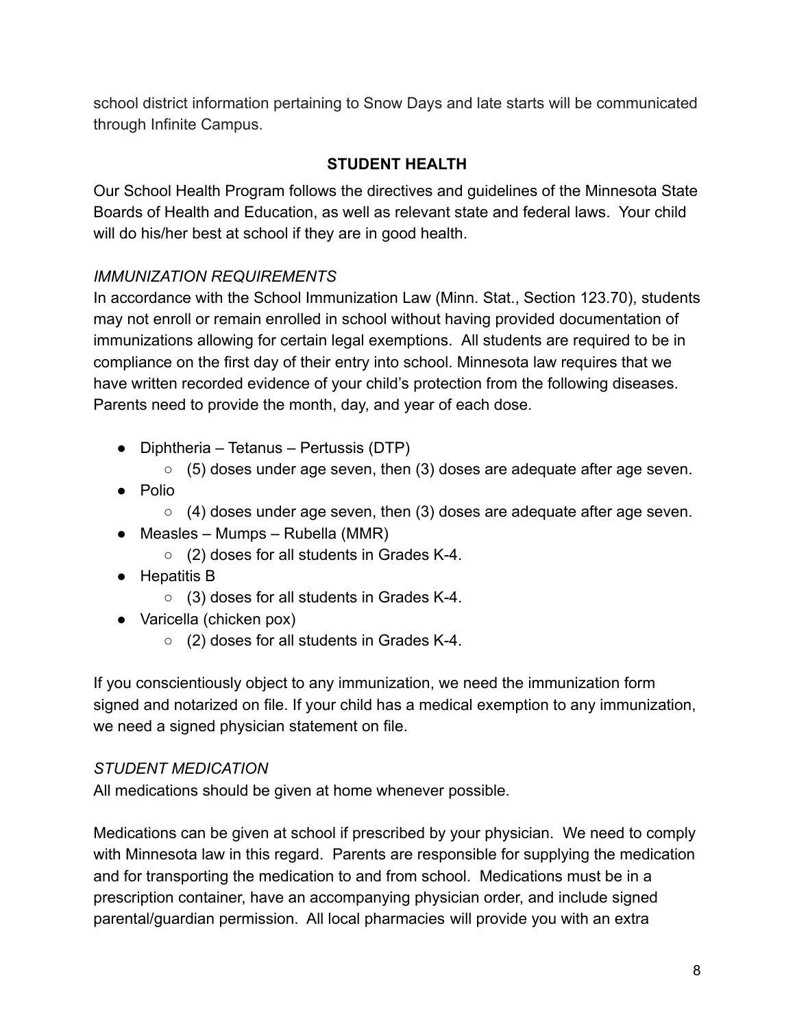school district information pertaining to Snow Days and late starts will be communicated through Infinite Campus.

## STUDENT HEALTH

Our School Health Program follows the directives and guidelines of the Minnesota State Boards of Health and Education, as well as relevant state and federal laws. Your child will do his/her best at school if they are in good health.

### *IMMUNIZATION REQUIREMENTS*

In accordance with the School Immunization Law (Minn. Stat., Section 123.70), students may not enroll or remain enrolled in school without having provided documentation of immunizations allowing for certain legal exemptions. All students are required to be in compliance on the first day of their entry into school. Minnesota law requires that we have written recorded evidence of your child's protection from the following diseases. Parents need to provide the month, day, and year of each dose.

- Diphtheria – Tetanus – Pertussis (DTP)
  - (5) doses under age seven, then (3) doses are adequate after age seven.
- Polio
  - (4) doses under age seven, then (3) doses are adequate after age seven.
- Measles – Mumps – Rubella (MMR)
  - (2) doses for all students in Grades K-4.
- Hepatitis B
  - (3) doses for all students in Grades K-4.
- Varicella (chicken pox)
  - (2) doses for all students in Grades K-4.

If you conscientiously object to any immunization, we need the immunization form signed and notarized on file. If your child has a medical exemption to any immunization, we need a signed physician statement on file.

### *STUDENT MEDICATION*

All medications should be given at home whenever possible.

Medications can be given at school if prescribed by your physician. We need to comply with Minnesota law in this regard. Parents are responsible for supplying the medication and for transporting the medication to and from school. Medications must be in a prescription container, have an accompanying physician order, and include signed parental/guardian permission. All local pharmacies will provide you with an extra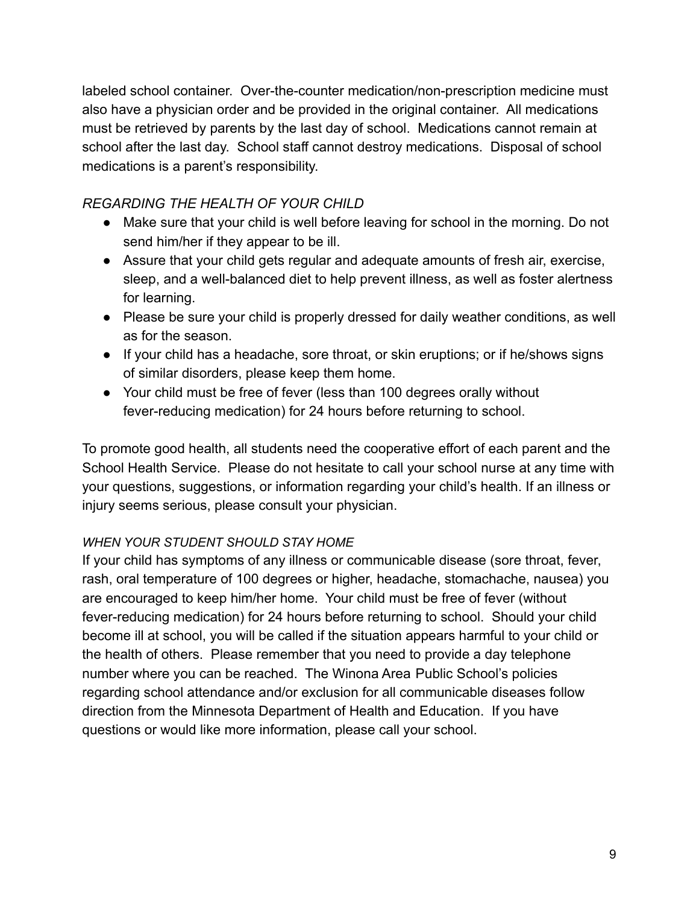labeled school container. Over-the-counter medication/non-prescription medicine must also have a physician order and be provided in the original container. All medications must be retrieved by parents by the last day of school. Medications cannot remain at school after the last day. School staff cannot destroy medications. Disposal of school medications is a parent's responsibility.

*REGARDING THE HEALTH OF YOUR CHILD*

- Make sure that your child is well before leaving for school in the morning. Do not send him/her if they appear to be ill.
- Assure that your child gets regular and adequate amounts of fresh air, exercise, sleep, and a well-balanced diet to help prevent illness, as well as foster alertness for learning.
- Please be sure your child is properly dressed for daily weather conditions, as well as for the season.
- If your child has a headache, sore throat, or skin eruptions; or if he/shows signs of similar disorders, please keep them home.
- Your child must be free of fever (less than 100 degrees orally without fever-reducing medication) for 24 hours before returning to school.

To promote good health, all students need the cooperative effort of each parent and the School Health Service. Please do not hesitate to call your school nurse at any time with your questions, suggestions, or information regarding your child's health. If an illness or injury seems serious, please consult your physician.

*WHEN YOUR STUDENT SHOULD STAY HOME*

If your child has symptoms of any illness or communicable disease (sore throat, fever, rash, oral temperature of 100 degrees or higher, headache, stomachache, nausea) you are encouraged to keep him/her home. Your child must be free of fever (without fever-reducing medication) for 24 hours before returning to school. Should your child become ill at school, you will be called if the situation appears harmful to your child or the health of others. Please remember that you need to provide a day telephone number where you can be reached. The Winona Area Public School's policies regarding school attendance and/or exclusion for all communicable diseases follow direction from the Minnesota Department of Health and Education. If you have questions or would like more information, please call your school.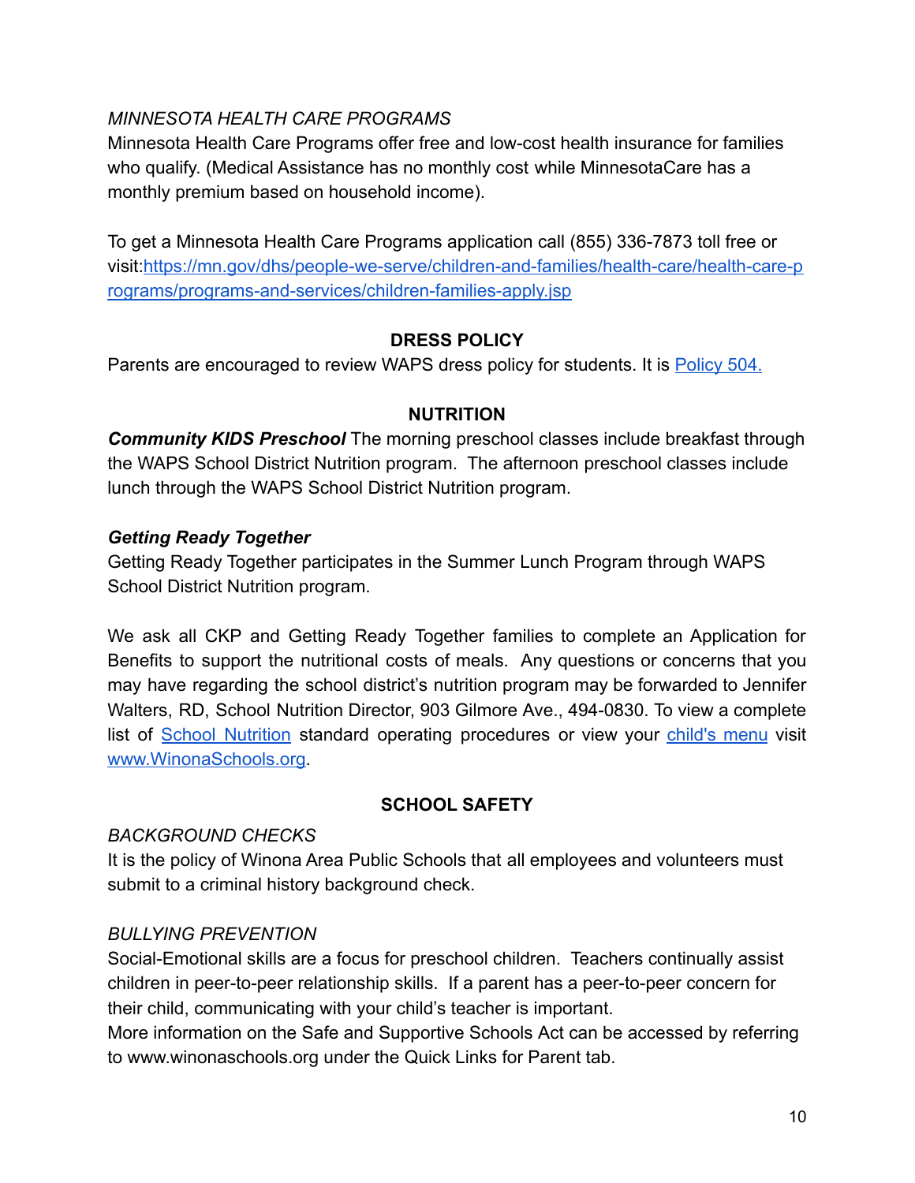*MINNESOTA HEALTH CARE PROGRAMS*

Minnesota Health Care Programs offer free and low-cost health insurance for families who qualify. (Medical Assistance has no monthly cost while MinnesotaCare has a monthly premium based on household income).

To get a Minnesota Health Care Programs application call (855) 336-7873 toll free or visit:[https://mn.gov/dhs/people-we-serve/children-and-families/health-care/health-care-programs/programs-and-services/children-families-apply.jsp](https://mn.gov/dhs/people-we-serve/children-and-families/health-care/health-care-programs/programs-and-services/children-families-apply.jsp)

## DRESS POLICY

Parents are encouraged to review WAPS dress policy for students. It is [Policy 504.]()

## NUTRITION

***Community KIDS Preschool*** The morning preschool classes include breakfast through the WAPS School District Nutrition program. The afternoon preschool classes include lunch through the WAPS School District Nutrition program.

***Getting Ready Together***

Getting Ready Together participates in the Summer Lunch Program through WAPS School District Nutrition program.

We ask all CKP and Getting Ready Together families to complete an Application for Benefits to support the nutritional costs of meals. Any questions or concerns that you may have regarding the school district's nutrition program may be forwarded to Jennifer Walters, RD, School Nutrition Director, 903 Gilmore Ave., 494-0830. To view a complete list of [School Nutrition]() standard operating procedures or view your [child's menu]() visit [www.WinonaSchools.org](http://www.WinonaSchools.org).

## SCHOOL SAFETY

*BACKGROUND CHECKS*

It is the policy of Winona Area Public Schools that all employees and volunteers must submit to a criminal history background check.

*BULLYING PREVENTION*

Social-Emotional skills are a focus for preschool children. Teachers continually assist children in peer-to-peer relationship skills. If a parent has a peer-to-peer concern for their child, communicating with your child's teacher is important.

More information on the Safe and Supportive Schools Act can be accessed by referring to www.winonaschools.org under the Quick Links for Parent tab.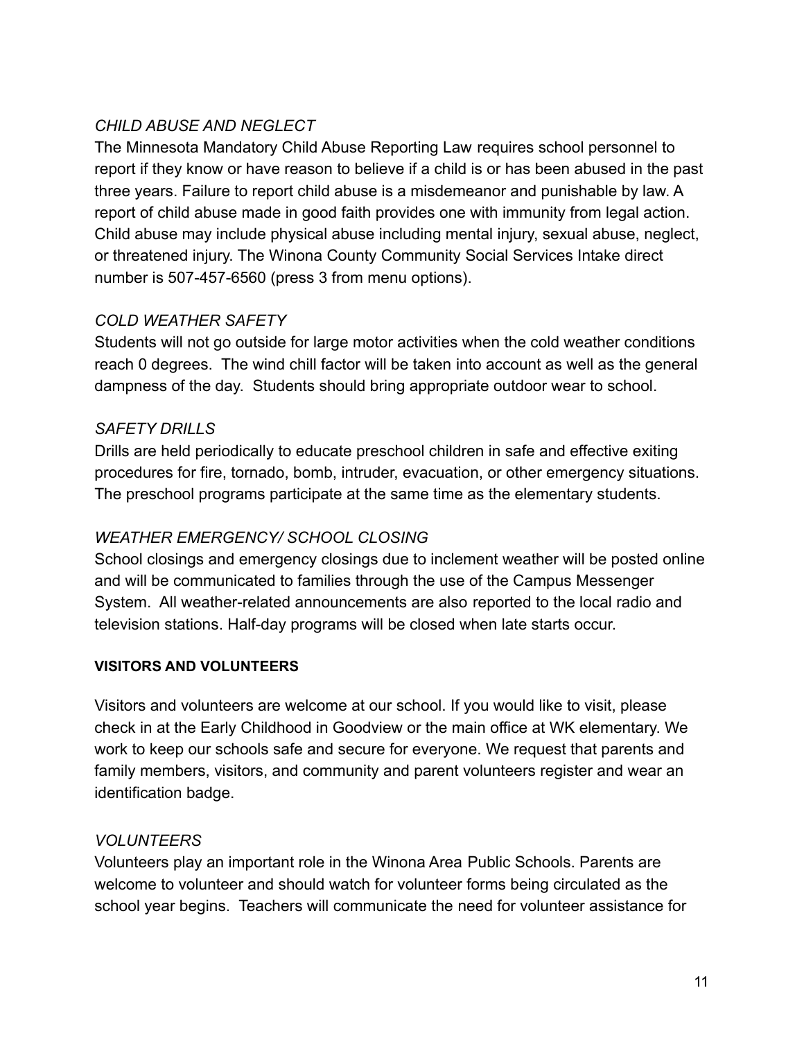*CHILD ABUSE AND NEGLECT*

The Minnesota Mandatory Child Abuse Reporting Law requires school personnel to report if they know or have reason to believe if a child is or has been abused in the past three years. Failure to report child abuse is a misdemeanor and punishable by law. A report of child abuse made in good faith provides one with immunity from legal action. Child abuse may include physical abuse including mental injury, sexual abuse, neglect, or threatened injury. The Winona County Community Social Services Intake direct number is 507-457-6560 (press 3 from menu options).

*COLD WEATHER SAFETY*

Students will not go outside for large motor activities when the cold weather conditions reach 0 degrees. The wind chill factor will be taken into account as well as the general dampness of the day. Students should bring appropriate outdoor wear to school.

*SAFETY DRILLS*

Drills are held periodically to educate preschool children in safe and effective exiting procedures for fire, tornado, bomb, intruder, evacuation, or other emergency situations. The preschool programs participate at the same time as the elementary students.

*WEATHER EMERGENCY/ SCHOOL CLOSING*

School closings and emergency closings due to inclement weather will be posted online and will be communicated to families through the use of the Campus Messenger System. All weather-related announcements are also reported to the local radio and television stations. Half-day programs will be closed when late starts occur.

**VISITORS AND VOLUNTEERS**

Visitors and volunteers are welcome at our school. If you would like to visit, please check in at the Early Childhood in Goodview or the main office at WK elementary. We work to keep our schools safe and secure for everyone. We request that parents and family members, visitors, and community and parent volunteers register and wear an identification badge.

*VOLUNTEERS*

Volunteers play an important role in the Winona Area Public Schools. Parents are welcome to volunteer and should watch for volunteer forms being circulated as the school year begins. Teachers will communicate the need for volunteer assistance for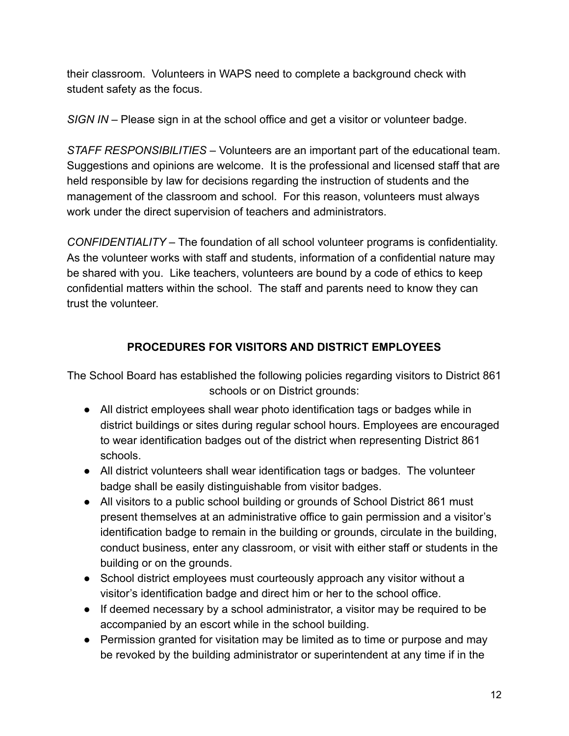their classroom. Volunteers in WAPS need to complete a background check with student safety as the focus.

*SIGN IN* – Please sign in at the school office and get a visitor or volunteer badge.

*STAFF RESPONSIBILITIES* – Volunteers are an important part of the educational team. Suggestions and opinions are welcome. It is the professional and licensed staff that are held responsible by law for decisions regarding the instruction of students and the management of the classroom and school. For this reason, volunteers must always work under the direct supervision of teachers and administrators.

*CONFIDENTIALITY* – The foundation of all school volunteer programs is confidentiality. As the volunteer works with staff and students, information of a confidential nature may be shared with you. Like teachers, volunteers are bound by a code of ethics to keep confidential matters within the school. The staff and parents need to know they can trust the volunteer.

## PROCEDURES FOR VISITORS AND DISTRICT EMPLOYEES

The School Board has established the following policies regarding visitors to District 861 schools or on District grounds:

- All district employees shall wear photo identification tags or badges while in district buildings or sites during regular school hours. Employees are encouraged to wear identification badges out of the district when representing District 861 schools.
- All district volunteers shall wear identification tags or badges. The volunteer badge shall be easily distinguishable from visitor badges.
- All visitors to a public school building or grounds of School District 861 must present themselves at an administrative office to gain permission and a visitor's identification badge to remain in the building or grounds, circulate in the building, conduct business, enter any classroom, or visit with either staff or students in the building or on the grounds.
- School district employees must courteously approach any visitor without a visitor's identification badge and direct him or her to the school office.
- If deemed necessary by a school administrator, a visitor may be required to be accompanied by an escort while in the school building.
- Permission granted for visitation may be limited as to time or purpose and may be revoked by the building administrator or superintendent at any time if in the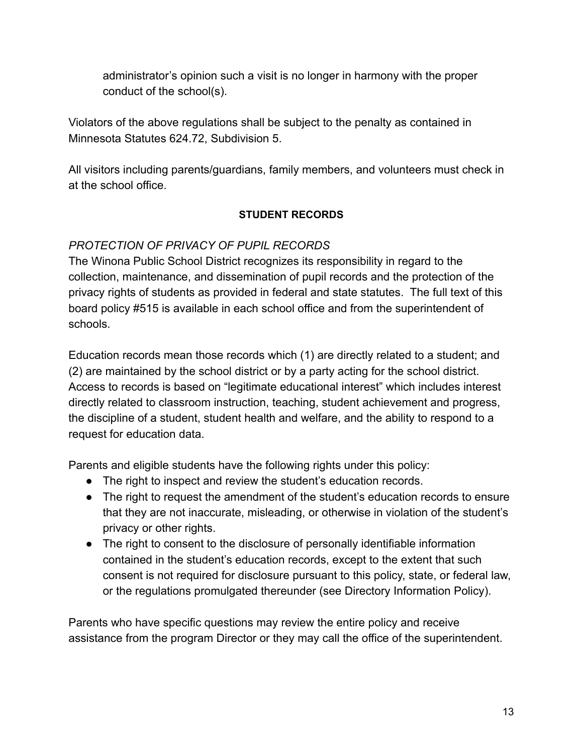administrator's opinion such a visit is no longer in harmony with the proper conduct of the school(s).

Violators of the above regulations shall be subject to the penalty as contained in Minnesota Statutes 624.72, Subdivision 5.

All visitors including parents/guardians, family members, and volunteers must check in at the school office.

## STUDENT RECORDS

*PROTECTION OF PRIVACY OF PUPIL RECORDS*

The Winona Public School District recognizes its responsibility in regard to the collection, maintenance, and dissemination of pupil records and the protection of the privacy rights of students as provided in federal and state statutes. The full text of this board policy #515 is available in each school office and from the superintendent of schools.

Education records mean those records which (1) are directly related to a student; and (2) are maintained by the school district or by a party acting for the school district. Access to records is based on "legitimate educational interest" which includes interest directly related to classroom instruction, teaching, student achievement and progress, the discipline of a student, student health and welfare, and the ability to respond to a request for education data.

Parents and eligible students have the following rights under this policy:

- The right to inspect and review the student's education records.
- The right to request the amendment of the student's education records to ensure that they are not inaccurate, misleading, or otherwise in violation of the student's privacy or other rights.
- The right to consent to the disclosure of personally identifiable information contained in the student's education records, except to the extent that such consent is not required for disclosure pursuant to this policy, state, or federal law, or the regulations promulgated thereunder (see Directory Information Policy).

Parents who have specific questions may review the entire policy and receive assistance from the program Director or they may call the office of the superintendent.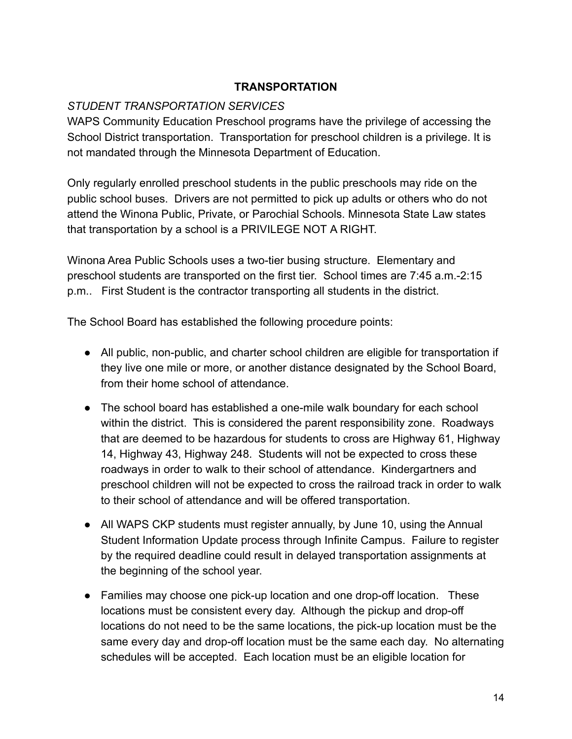## TRANSPORTATION

*STUDENT TRANSPORTATION SERVICES*

WAPS Community Education Preschool programs have the privilege of accessing the School District transportation. Transportation for preschool children is a privilege. It is not mandated through the Minnesota Department of Education.

Only regularly enrolled preschool students in the public preschools may ride on the public school buses. Drivers are not permitted to pick up adults or others who do not attend the Winona Public, Private, or Parochial Schools. Minnesota State Law states that transportation by a school is a PRIVILEGE NOT A RIGHT.

Winona Area Public Schools uses a two-tier busing structure. Elementary and preschool students are transported on the first tier. School times are 7:45 a.m.-2:15 p.m.. First Student is the contractor transporting all students in the district.

The School Board has established the following procedure points:

- All public, non-public, and charter school children are eligible for transportation if they live one mile or more, or another distance designated by the School Board, from their home school of attendance.
- The school board has established a one-mile walk boundary for each school within the district. This is considered the parent responsibility zone. Roadways that are deemed to be hazardous for students to cross are Highway 61, Highway 14, Highway 43, Highway 248. Students will not be expected to cross these roadways in order to walk to their school of attendance. Kindergartners and preschool children will not be expected to cross the railroad track in order to walk to their school of attendance and will be offered transportation.
- All WAPS CKP students must register annually, by June 10, using the Annual Student Information Update process through Infinite Campus. Failure to register by the required deadline could result in delayed transportation assignments at the beginning of the school year.
- Families may choose one pick-up location and one drop-off location. These locations must be consistent every day. Although the pickup and drop-off locations do not need to be the same locations, the pick-up location must be the same every day and drop-off location must be the same each day. No alternating schedules will be accepted. Each location must be an eligible location for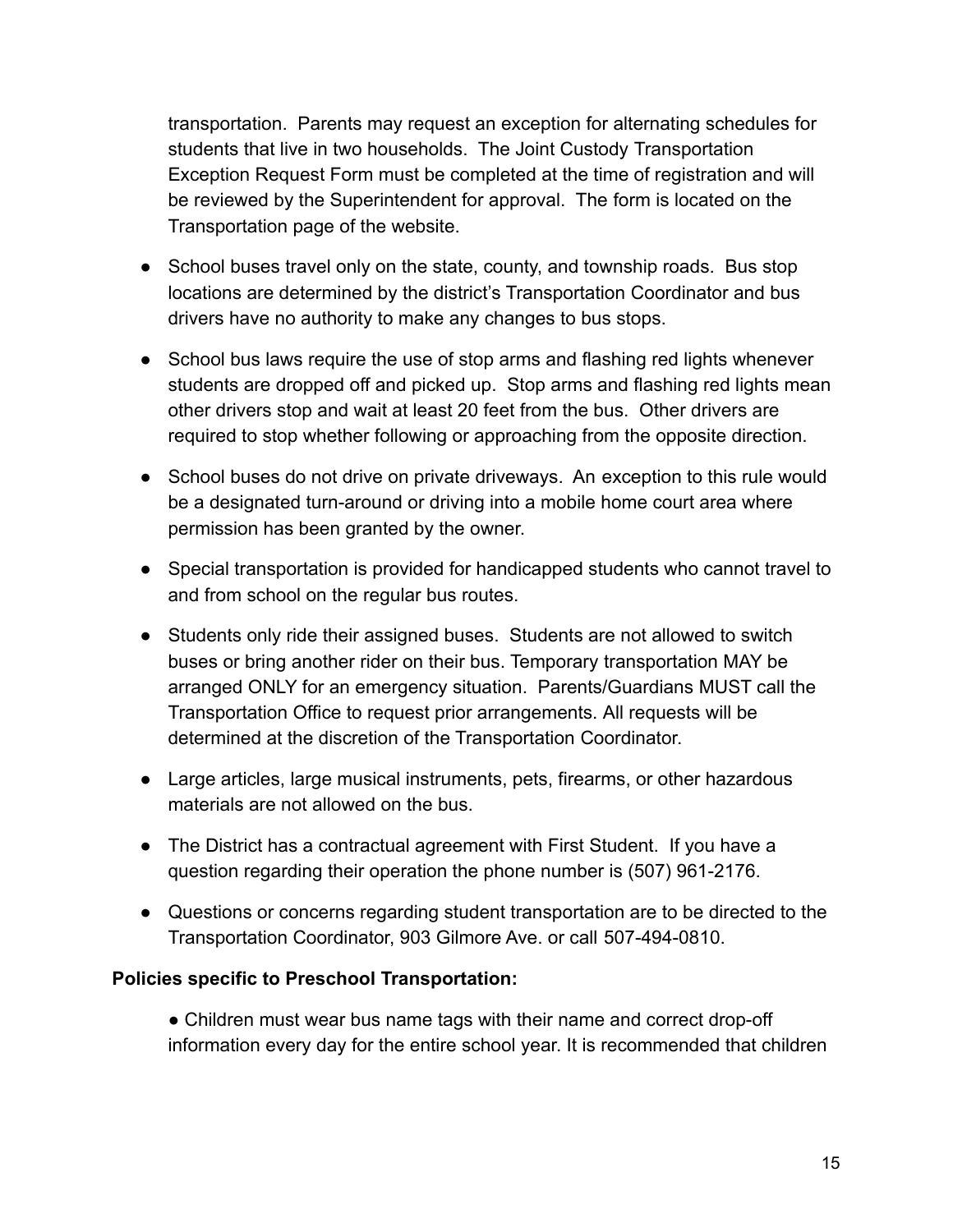transportation. Parents may request an exception for alternating schedules for students that live in two households. The Joint Custody Transportation Exception Request Form must be completed at the time of registration and will be reviewed by the Superintendent for approval. The form is located on the Transportation page of the website.

- School buses travel only on the state, county, and township roads. Bus stop locations are determined by the district's Transportation Coordinator and bus drivers have no authority to make any changes to bus stops.
- School bus laws require the use of stop arms and flashing red lights whenever students are dropped off and picked up. Stop arms and flashing red lights mean other drivers stop and wait at least 20 feet from the bus. Other drivers are required to stop whether following or approaching from the opposite direction.
- School buses do not drive on private driveways. An exception to this rule would be a designated turn-around or driving into a mobile home court area where permission has been granted by the owner.
- Special transportation is provided for handicapped students who cannot travel to and from school on the regular bus routes.
- Students only ride their assigned buses. Students are not allowed to switch buses or bring another rider on their bus. Temporary transportation MAY be arranged ONLY for an emergency situation. Parents/Guardians MUST call the Transportation Office to request prior arrangements. All requests will be determined at the discretion of the Transportation Coordinator.
- Large articles, large musical instruments, pets, firearms, or other hazardous materials are not allowed on the bus.
- The District has a contractual agreement with First Student. If you have a question regarding their operation the phone number is (507) 961-2176.
- Questions or concerns regarding student transportation are to be directed to the Transportation Coordinator, 903 Gilmore Ave. or call 507-494-0810.

**Policies specific to Preschool Transportation:**

- Children must wear bus name tags with their name and correct drop-off information every day for the entire school year. It is recommended that children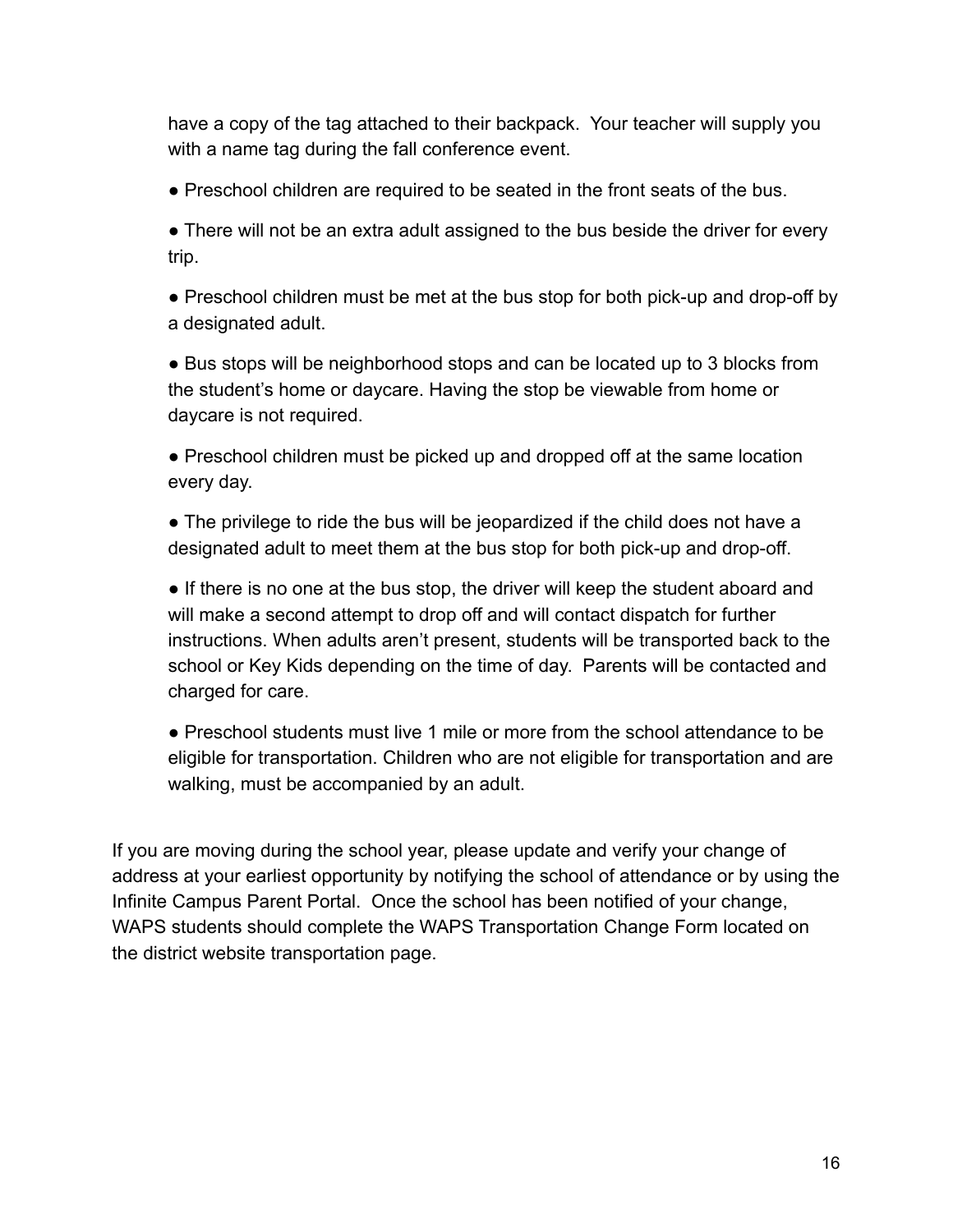have a copy of the tag attached to their backpack. Your teacher will supply you with a name tag during the fall conference event.

- Preschool children are required to be seated in the front seats of the bus.
- There will not be an extra adult assigned to the bus beside the driver for every trip.
- Preschool children must be met at the bus stop for both pick-up and drop-off by a designated adult.
- Bus stops will be neighborhood stops and can be located up to 3 blocks from the student's home or daycare. Having the stop be viewable from home or daycare is not required.
- Preschool children must be picked up and dropped off at the same location every day.
- The privilege to ride the bus will be jeopardized if the child does not have a designated adult to meet them at the bus stop for both pick-up and drop-off.
- If there is no one at the bus stop, the driver will keep the student aboard and will make a second attempt to drop off and will contact dispatch for further instructions. When adults aren't present, students will be transported back to the school or Key Kids depending on the time of day. Parents will be contacted and charged for care.
- Preschool students must live 1 mile or more from the school attendance to be eligible for transportation. Children who are not eligible for transportation and are walking, must be accompanied by an adult.

If you are moving during the school year, please update and verify your change of address at your earliest opportunity by notifying the school of attendance or by using the Infinite Campus Parent Portal. Once the school has been notified of your change, WAPS students should complete the WAPS Transportation Change Form located on the district website transportation page.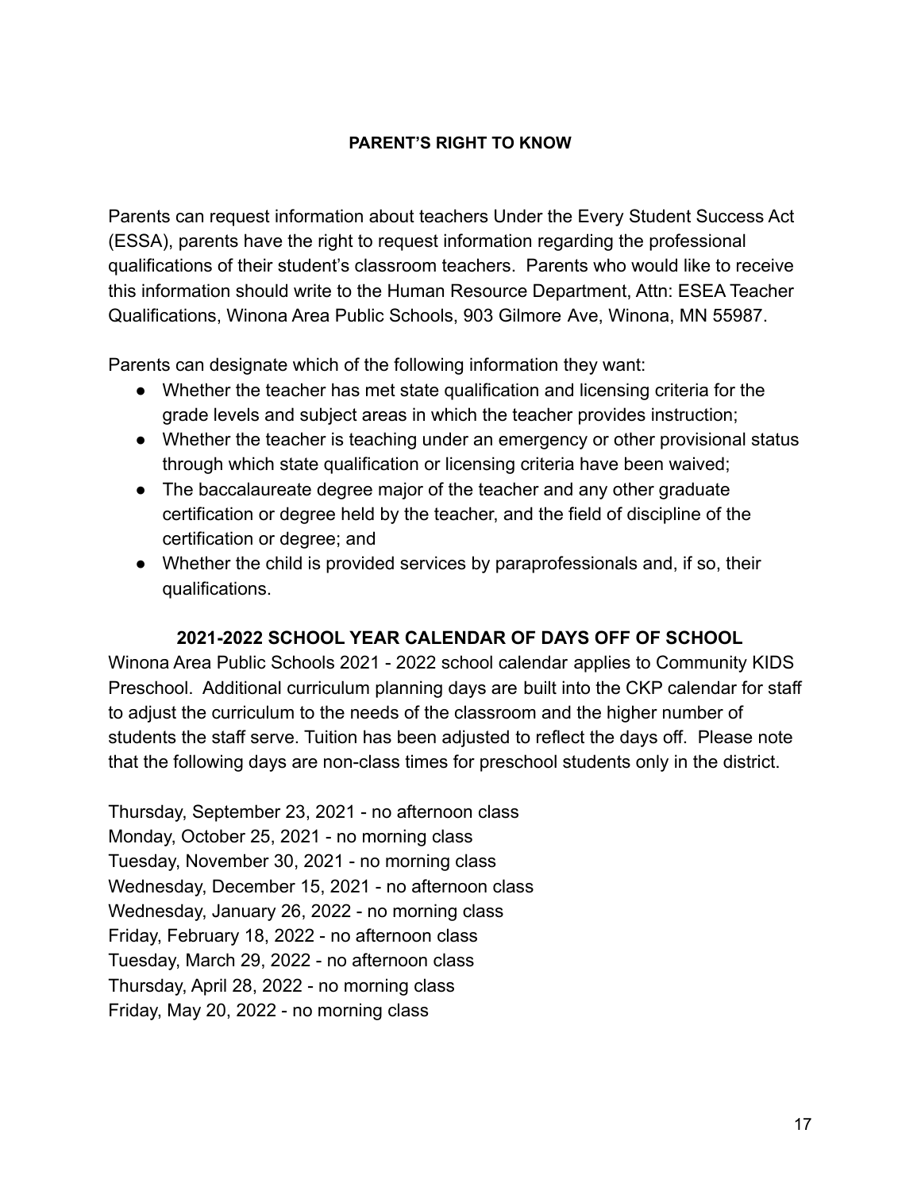## PARENT'S RIGHT TO KNOW

Parents can request information about teachers Under the Every Student Success Act (ESSA), parents have the right to request information regarding the professional qualifications of their student's classroom teachers. Parents who would like to receive this information should write to the Human Resource Department, Attn: ESEA Teacher Qualifications, Winona Area Public Schools, 903 Gilmore Ave, Winona, MN 55987.

Parents can designate which of the following information they want:

- Whether the teacher has met state qualification and licensing criteria for the grade levels and subject areas in which the teacher provides instruction;
- Whether the teacher is teaching under an emergency or other provisional status through which state qualification or licensing criteria have been waived;
- The baccalaureate degree major of the teacher and any other graduate certification or degree held by the teacher, and the field of discipline of the certification or degree; and
- Whether the child is provided services by paraprofessionals and, if so, their qualifications.

## 2021-2022 SCHOOL YEAR CALENDAR OF DAYS OFF OF SCHOOL

Winona Area Public Schools 2021 - 2022 school calendar applies to Community KIDS Preschool. Additional curriculum planning days are built into the CKP calendar for staff to adjust the curriculum to the needs of the classroom and the higher number of students the staff serve. Tuition has been adjusted to reflect the days off. Please note that the following days are non-class times for preschool students only in the district.

Thursday, September 23, 2021 - no afternoon class
Monday, October 25, 2021 - no morning class
Tuesday, November 30, 2021 - no morning class
Wednesday, December 15, 2021 - no afternoon class
Wednesday, January 26, 2022 - no morning class
Friday, February 18, 2022 - no afternoon class
Tuesday, March 29, 2022 - no afternoon class
Thursday, April 28, 2022 - no morning class
Friday, May 20, 2022 - no morning class